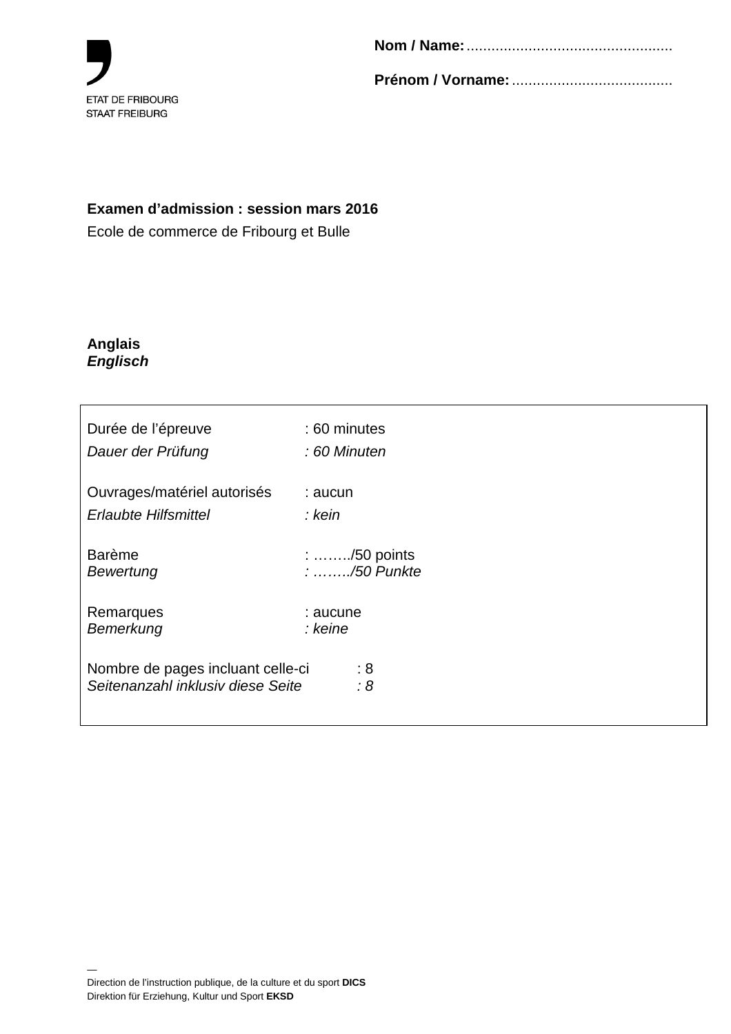ETAT DE FRIBOURG
STAAT FREIBURG

**Nom / Name:** .................................................

**Prénom / Vorname:** .......................................

**Examen d'admission : session mars 2016**

Ecole de commerce de Fribourg et Bulle

**Anglais**
***Englisch***

| | |
|---|---|
| Durée de l'épreuve<br>*Dauer der Prüfung* | : 60 minutes<br>*: 60 Minuten* |
| Ouvrages/matériel autorisés<br>*Erlaubte Hilfsmittel* | : aucun<br>*: kein* |
| Barème<br>*Bewertung* | : ……../50 points<br>*: ……../50 Punkte* |
| Remarques<br>*Bemerkung* | : aucune<br>*: keine* |
| Nombre de pages incluant celle-ci<br>*Seitenanzahl inklusiv diese Seite* | : 8<br>*: 8* |

—
Direction de l'instruction publique, de la culture et du sport **DICS**
Direktion für Erziehung, Kultur und Sport **EKSD**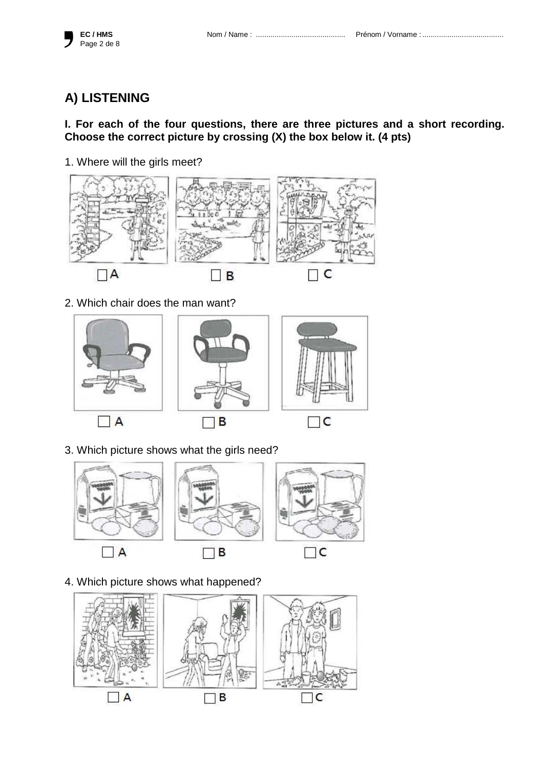## A) LISTENING

**I. For each of the four questions, there are three pictures and a short recording. Choose the correct picture by crossing (X) the box below it. (4 pts)**

1. Where will the girls meet?

☐ A ☐ B ☐ C

2. Which chair does the man want?

☐ A ☐ B ☐ C

3. Which picture shows what the girls need?

☐ A ☐ B ☐ C

4. Which picture shows what happened?

☐ A ☐ B ☐ C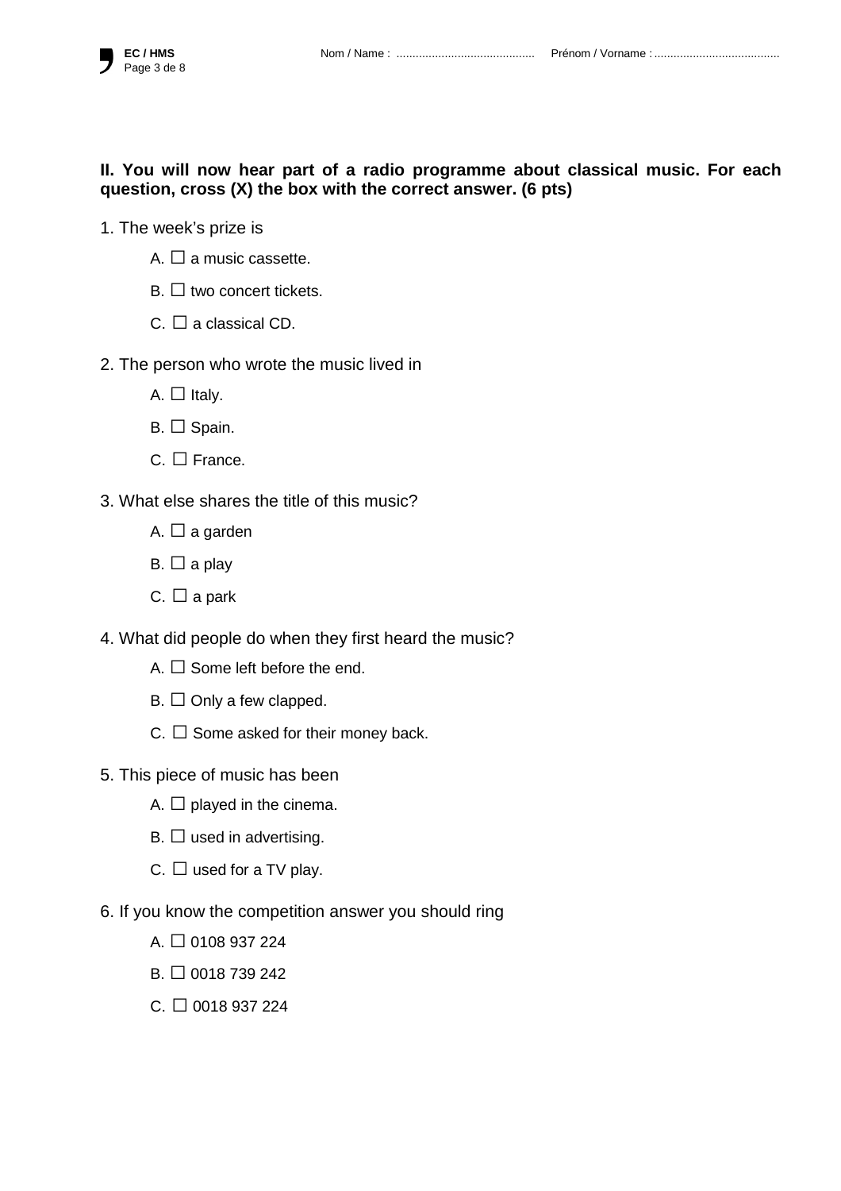**II. You will now hear part of a radio programme about classical music. For each question, cross (X) the box with the correct answer. (6 pts)**

1. The week's prize is

   A. ☐ a music cassette.

   B. ☐ two concert tickets.

   C. ☐ a classical CD.

2. The person who wrote the music lived in

   A. ☐ Italy.

   B. ☐ Spain.

   C. ☐ France.

3. What else shares the title of this music?

   A. ☐ a garden

   B. ☐ a play

   C. ☐ a park

4. What did people do when they first heard the music?

   A. ☐ Some left before the end.

   B. ☐ Only a few clapped.

   C. ☐ Some asked for their money back.

5. This piece of music has been

   A. ☐ played in the cinema.

   B. ☐ used in advertising.

   C. ☐ used for a TV play.

6. If you know the competition answer you should ring

   A. ☐ 0108 937 224

   B. ☐ 0018 739 242

   C. ☐ 0018 937 224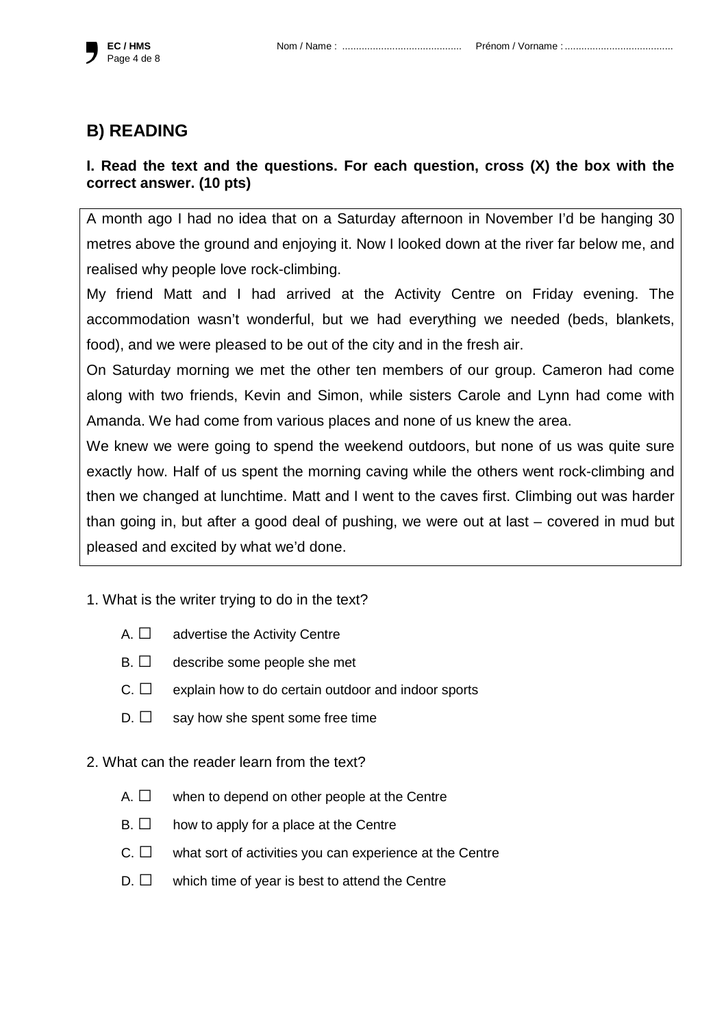## B) READING

**I. Read the text and the questions. For each question, cross (X) the box with the correct answer. (10 pts)**

A month ago I had no idea that on a Saturday afternoon in November I'd be hanging 30 metres above the ground and enjoying it. Now I looked down at the river far below me, and realised why people love rock-climbing.

My friend Matt and I had arrived at the Activity Centre on Friday evening. The accommodation wasn't wonderful, but we had everything we needed (beds, blankets, food), and we were pleased to be out of the city and in the fresh air.

On Saturday morning we met the other ten members of our group. Cameron had come along with two friends, Kevin and Simon, while sisters Carole and Lynn had come with Amanda. We had come from various places and none of us knew the area.

We knew we were going to spend the weekend outdoors, but none of us was quite sure exactly how. Half of us spent the morning caving while the others went rock-climbing and then we changed at lunchtime. Matt and I went to the caves first. Climbing out was harder than going in, but after a good deal of pushing, we were out at last – covered in mud but pleased and excited by what we'd done.

1. What is the writer trying to do in the text?

- A. ☐ advertise the Activity Centre
- B. ☐ describe some people she met
- C. ☐ explain how to do certain outdoor and indoor sports
- D. ☐ say how she spent some free time

2. What can the reader learn from the text?

- A. ☐ when to depend on other people at the Centre
- B. ☐ how to apply for a place at the Centre
- C. ☐ what sort of activities you can experience at the Centre
- D. ☐ which time of year is best to attend the Centre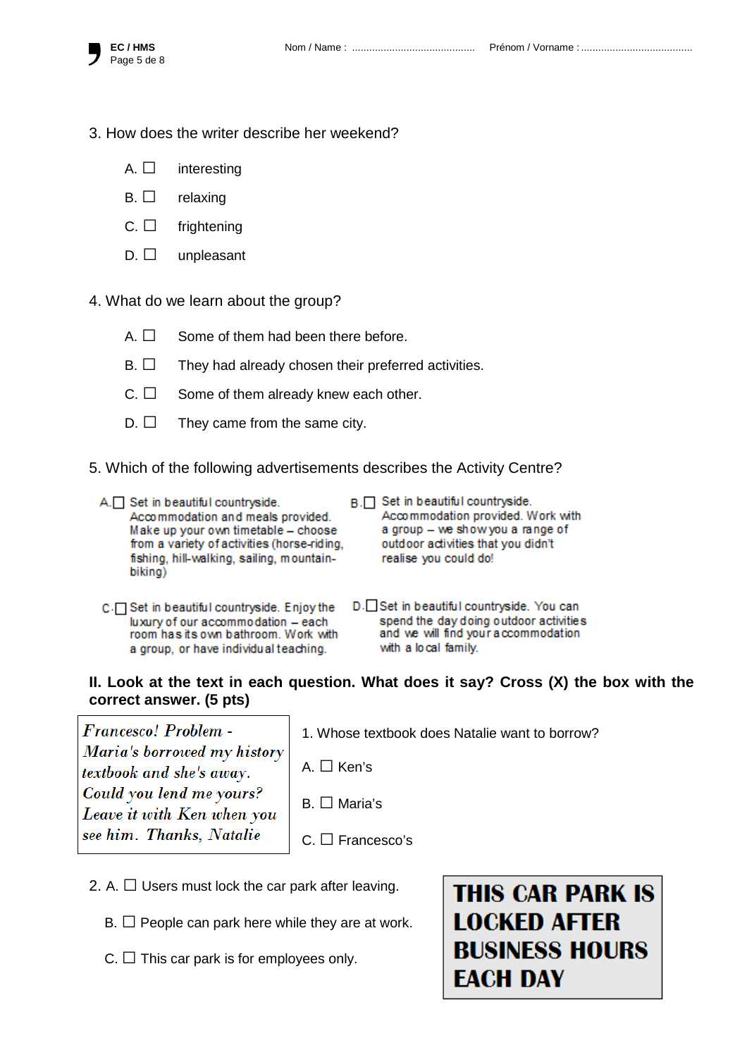3. How does the writer describe her weekend?

   A. ☐ interesting

   B. ☐ relaxing

   C. ☐ frightening

   D. ☐ unpleasant

4. What do we learn about the group?

   A. ☐ Some of them had been there before.

   B. ☐ They had already chosen their preferred activities.

   C. ☐ Some of them already knew each other.

   D. ☐ They came from the same city.

5. Which of the following advertisements describes the Activity Centre?

   A. ☐ Set in beautiful countryside. Accommodation and meals provided. Make up your own timetable – choose from a variety of activities (horse-riding, fishing, hill-walking, sailing, mountain-biking)

   B. ☐ Set in beautiful countryside. Accommodation provided. Work with a group – we show you a range of outdoor activities that you didn't realise you could do!

   C. ☐ Set in beautiful countryside. Enjoy the luxury of our accommodation – each room has its own bathroom. Work with a group, or have individual teaching.

   D. ☐ Set in beautiful countryside. You can spend the day doing outdoor activities and we will find your accommodation with a local family.

**II. Look at the text in each question. What does it say? Cross (X) the box with the correct answer. (5 pts)**

> *Francesco! Problem - Maria's borrowed my history textbook and she's away. Could you lend me yours? Leave it with Ken when you see him. Thanks, Natalie*

1. Whose textbook does Natalie want to borrow?

   A. ☐ Ken's

   B. ☐ Maria's

   C. ☐ Francesco's

> **THIS CAR PARK IS LOCKED AFTER BUSINESS HOURS EACH DAY**

2. A. ☐ Users must lock the car park after leaving.

   B. ☐ People can park here while they are at work.

   C. ☐ This car park is for employees only.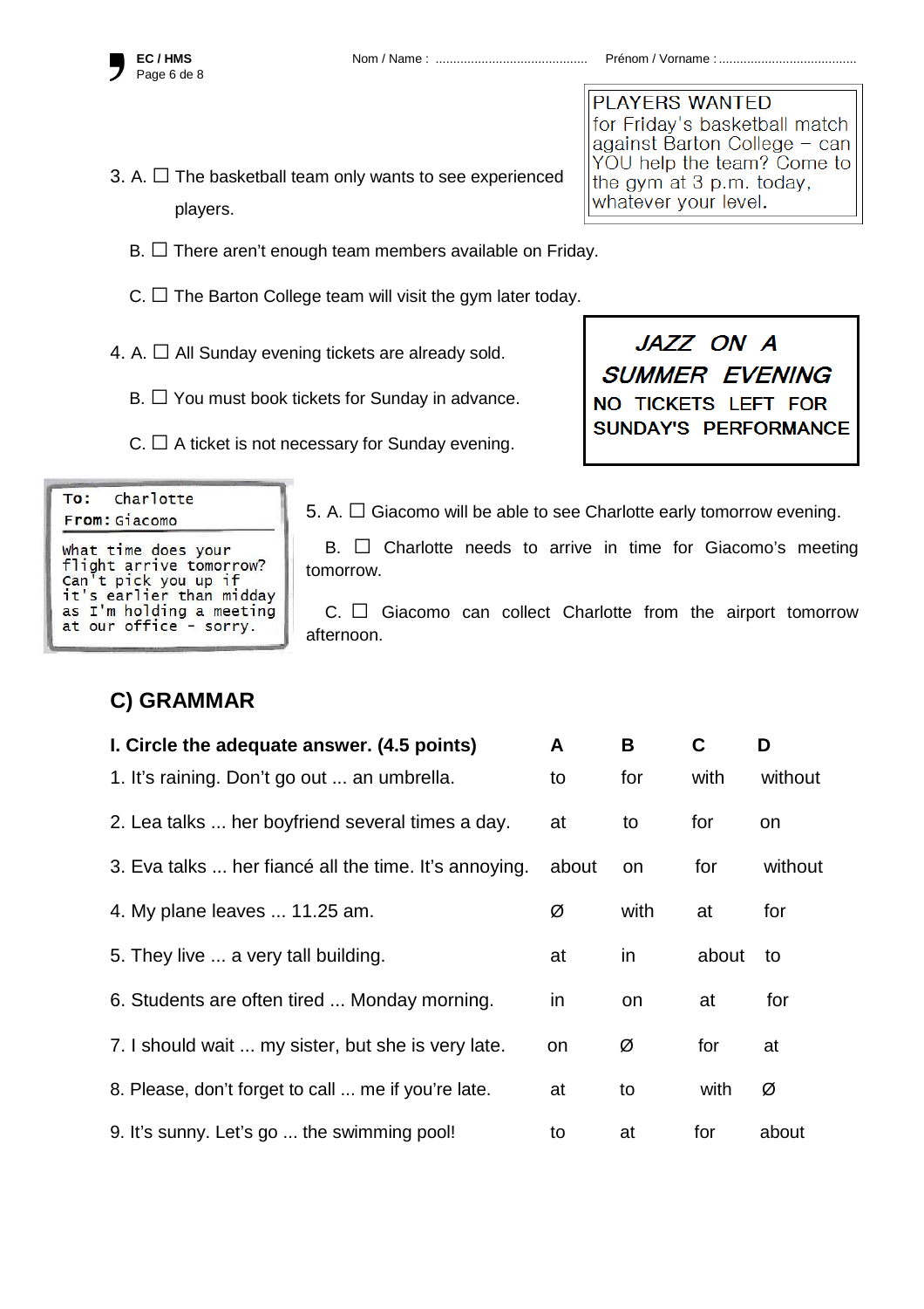PLAYERS WANTED
for Friday's basketball match against Barton College – can YOU help the team? Come to the gym at 3 p.m. today, whatever your level.

3. A. ☐ The basketball team only wants to see experienced players.

   B. ☐ There aren't enough team members available on Friday.

   C. ☐ The Barton College team will visit the gym later today.

***JAZZ ON A SUMMER EVENING***
**NO TICKETS LEFT FOR SUNDAY'S PERFORMANCE**

4. A. ☐ All Sunday evening tickets are already sold.

   B. ☐ You must book tickets for Sunday in advance.

   C. ☐ A ticket is not necessary for Sunday evening.

**To:** Charlotte
**From:** Giacomo

What time does your flight arrive tomorrow? Can't pick you up if it's earlier than midday as I'm holding a meeting at our office – sorry.

5. A. ☐ Giacomo will be able to see Charlotte early tomorrow evening.

   B. ☐ Charlotte needs to arrive in time for Giacomo's meeting tomorrow.

   C. ☐ Giacomo can collect Charlotte from the airport tomorrow afternoon.

## C) GRAMMAR

| **I. Circle the adequate answer. (4.5 points)** | **A** | **B** | **C** | **D** |
|---|---|---|---|---|
| 1. It's raining. Don't go out ... an umbrella. | to | for | with | without |
| 2. Lea talks ... her boyfriend several times a day. | at | to | for | on |
| 3. Eva talks ... her fiancé all the time. It's annoying. | about | on | for | without |
| 4. My plane leaves ... 11.25 am. | Ø | with | at | for |
| 5. They live ... a very tall building. | at | in | about | to |
| 6. Students are often tired ... Monday morning. | in | on | at | for |
| 7. I should wait ... my sister, but she is very late. | on | Ø | for | at |
| 8. Please, don't forget to call ... me if you're late. | at | to | with | Ø |
| 9. It's sunny. Let's go ... the swimming pool! | to | at | for | about |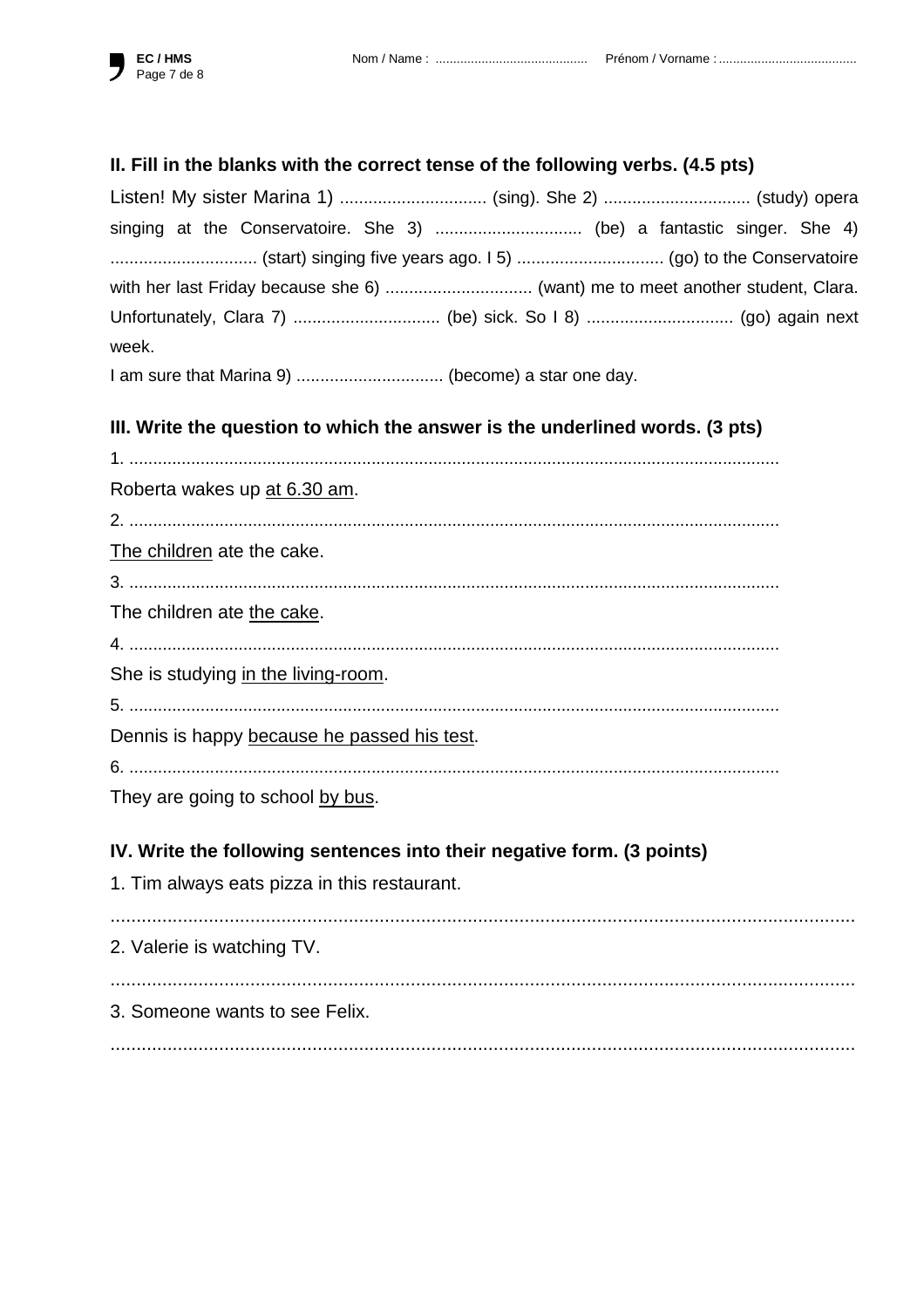## II. Fill in the blanks with the correct tense of the following verbs. (4.5 pts)

Listen! My sister Marina 1) ............................... (sing). She 2) ............................... (study) opera singing at the Conservatoire. She 3) ............................... (be) a fantastic singer. She 4) ............................... (start) singing five years ago. I 5) ............................... (go) to the Conservatoire with her last Friday because she 6) ............................... (want) me to meet another student, Clara. Unfortunately, Clara 7) ............................... (be) sick. So I 8) ............................... (go) again next week.

I am sure that Marina 9) ............................... (become) a star one day.

## III. Write the question to which the answer is the underlined words. (3 pts)

1. .......................................................................................................................................

Roberta wakes up <u>at 6.30 am</u>.

2. .......................................................................................................................................

<u>The children</u> ate the cake.

3. .......................................................................................................................................

The children ate <u>the cake</u>.

4. .......................................................................................................................................

She is studying <u>in the living-room</u>.

5. .......................................................................................................................................

Dennis is happy <u>because he passed his test</u>.

6. .......................................................................................................................................

They are going to school <u>by bus</u>.

## IV. Write the following sentences into their negative form. (3 points)

1. Tim always eats pizza in this restaurant.

.................................................................................................................................................

2. Valerie is watching TV.

.................................................................................................................................................

3. Someone wants to see Felix.

.................................................................................................................................................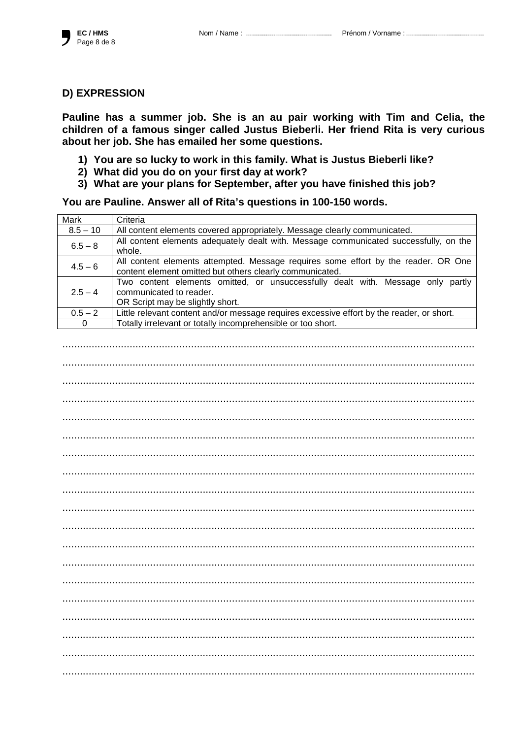## D) EXPRESSION

**Pauline has a summer job. She is an au pair working with Tim and Celia, the children of a famous singer called Justus Bieberli. Her friend Rita is very curious about her job. She has emailed her some questions.**

1) **You are so lucky to work in this family. What is Justus Bieberli like?**
2) **What did you do on your first day at work?**
3) **What are your plans for September, after you have finished this job?**

**You are Pauline. Answer all of Rita's questions in 100-150 words.**

| Mark | Criteria |
|---|---|
| 8.5 – 10 | All content elements covered appropriately. Message clearly communicated. |
| 6.5 – 8 | All content elements adequately dealt with. Message communicated successfully, on the whole. |
| 4.5 – 6 | All content elements attempted. Message requires some effort by the reader. OR One content element omitted but others clearly communicated. |
| 2.5 – 4 | Two content elements omitted, or unsuccessfully dealt with. Message only partly communicated to reader. OR Script may be slightly short. |
| 0.5 – 2 | Little relevant content and/or message requires excessive effort by the reader, or short. |
| 0 | Totally irrelevant or totally incomprehensible or too short. |

..............................................................................................................................................

..............................................................................................................................................

..............................................................................................................................................

..............................................................................................................................................

..............................................................................................................................................

..............................................................................................................................................

..............................................................................................................................................

..............................................................................................................................................

..............................................................................................................................................

..............................................................................................................................................

..............................................................................................................................................

..............................................................................................................................................

..............................................................................................................................................

..............................................................................................................................................

..............................................................................................................................................

..............................................................................................................................................

..............................................................................................................................................

..............................................................................................................................................

..............................................................................................................................................